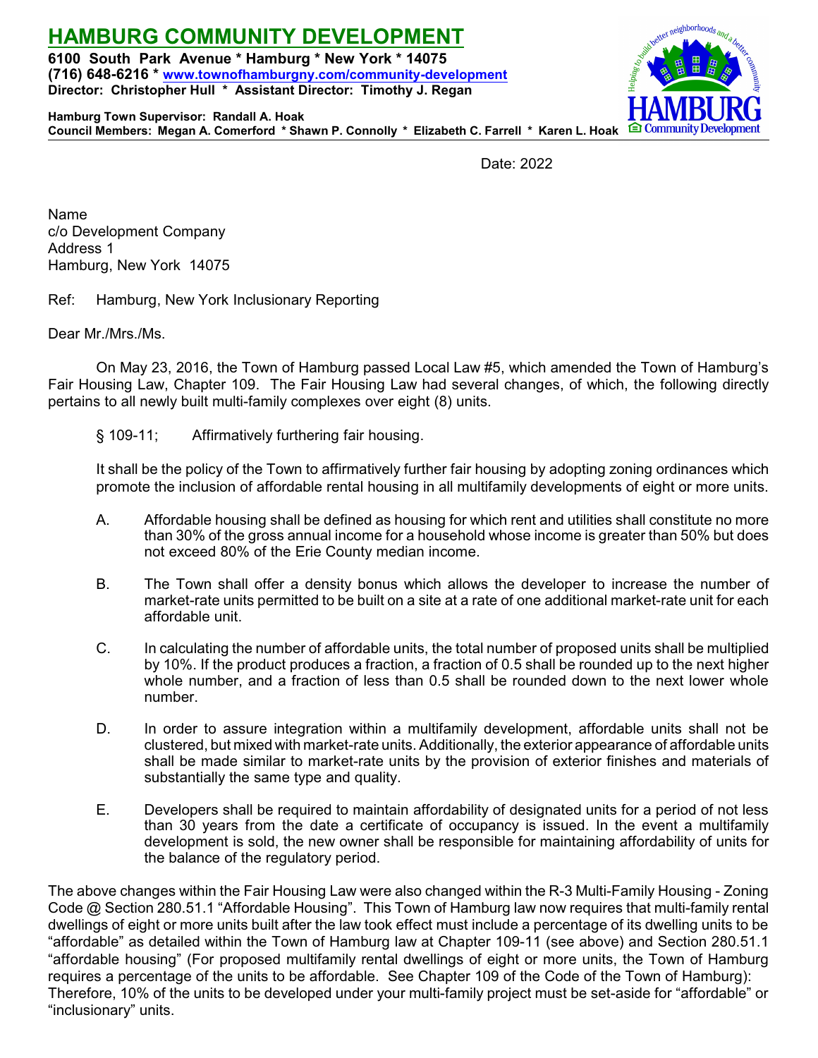# HAMBURG COMMUNITY DEVELOPMENT

**6100 South Park Avenue * Hamburg * New York * 14075**
**(716) 648-6216 * www.townofhamburgny.com/community-development**
**Director: Christopher Hull * Assistant Director: Timothy J. Regan**

**Hamburg Town Supervisor: Randall A. Hoak**
**Council Members: Megan A. Comerford * Shawn P. Connolly * Elizabeth C. Farrell * Karen L. Hoak**

Date: 2022

Name
c/o Development Company
Address 1
Hamburg, New York 14075

Ref: Hamburg, New York Inclusionary Reporting

Dear Mr./Mrs./Ms.

On May 23, 2016, the Town of Hamburg passed Local Law #5, which amended the Town of Hamburg's Fair Housing Law, Chapter 109. The Fair Housing Law had several changes, of which, the following directly pertains to all newly built multi-family complexes over eight (8) units.

§ 109-11; Affirmatively furthering fair housing.

It shall be the policy of the Town to affirmatively further fair housing by adopting zoning ordinances which promote the inclusion of affordable rental housing in all multifamily developments of eight or more units.

A. Affordable housing shall be defined as housing for which rent and utilities shall constitute no more than 30% of the gross annual income for a household whose income is greater than 50% but does not exceed 80% of the Erie County median income.

B. The Town shall offer a density bonus which allows the developer to increase the number of market-rate units permitted to be built on a site at a rate of one additional market-rate unit for each affordable unit.

C. In calculating the number of affordable units, the total number of proposed units shall be multiplied by 10%. If the product produces a fraction, a fraction of 0.5 shall be rounded up to the next higher whole number, and a fraction of less than 0.5 shall be rounded down to the next lower whole number.

D. In order to assure integration within a multifamily development, affordable units shall not be clustered, but mixed with market-rate units. Additionally, the exterior appearance of affordable units shall be made similar to market-rate units by the provision of exterior finishes and materials of substantially the same type and quality.

E. Developers shall be required to maintain affordability of designated units for a period of not less than 30 years from the date a certificate of occupancy is issued. In the event a multifamily development is sold, the new owner shall be responsible for maintaining affordability of units for the balance of the regulatory period.

The above changes within the Fair Housing Law were also changed within the R-3 Multi-Family Housing - Zoning Code @ Section 280.51.1 "Affordable Housing". This Town of Hamburg law now requires that multi-family rental dwellings of eight or more units built after the law took effect must include a percentage of its dwelling units to be "affordable" as detailed within the Town of Hamburg law at Chapter 109-11 (see above) and Section 280.51.1 "affordable housing" (For proposed multifamily rental dwellings of eight or more units, the Town of Hamburg requires a percentage of the units to be affordable. See Chapter 109 of the Code of the Town of Hamburg): Therefore, 10% of the units to be developed under your multi-family project must be set-aside for "affordable" or "inclusionary" units.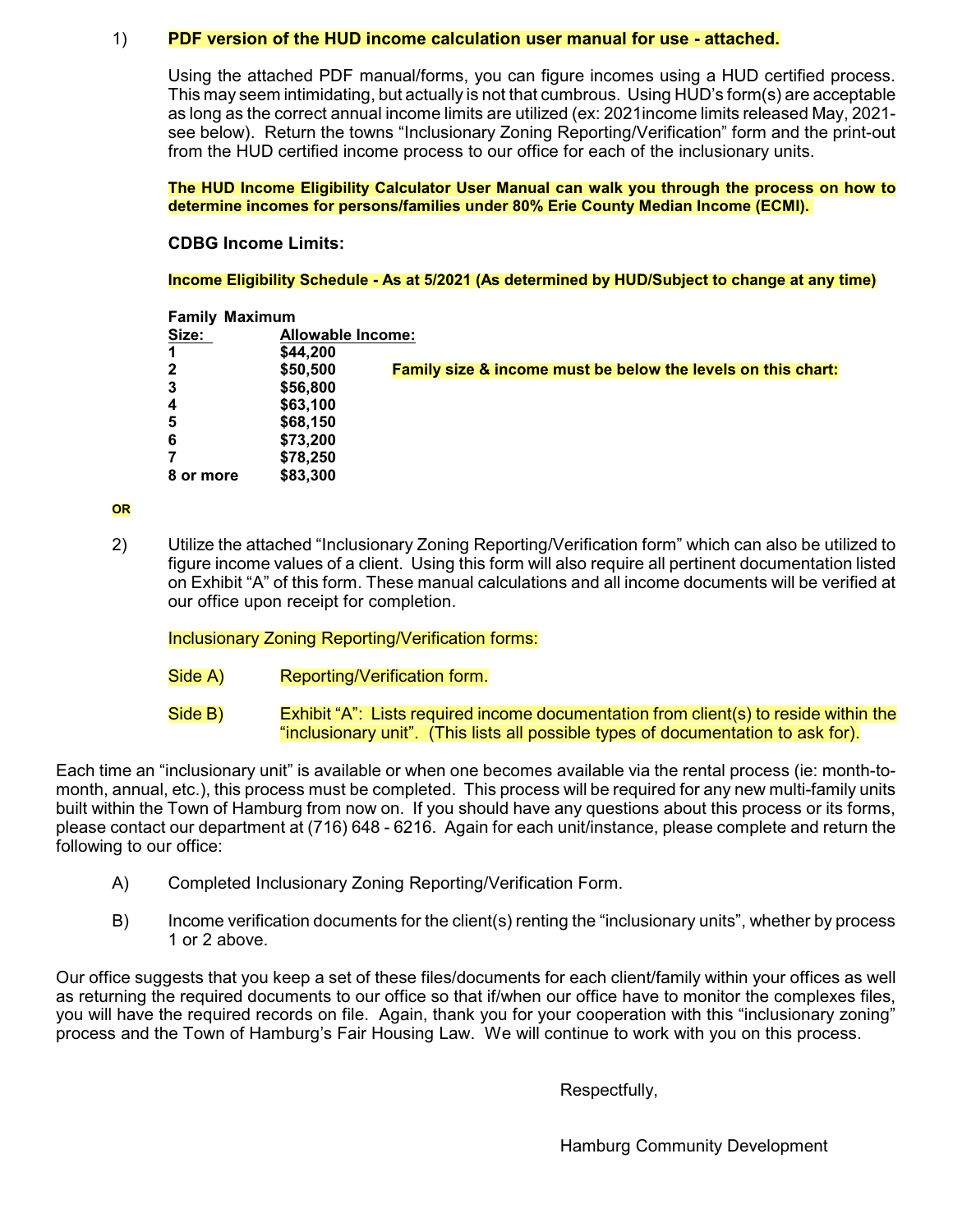1) **PDF version of the HUD income calculation user manual for use - attached.**

Using the attached PDF manual/forms, you can figure incomes using a HUD certified process. This may seem intimidating, but actually is not that cumbrous. Using HUD's form(s) are acceptable as long as the correct annual income limits are utilized (ex: 2021income limits released May, 2021- see below). Return the towns "Inclusionary Zoning Reporting/Verification" form and the print-out from the HUD certified income process to our office for each of the inclusionary units.

**The HUD Income Eligibility Calculator User Manual can walk you through the process on how to determine incomes for persons/families under 80% Erie County Median Income (ECMI).**

**CDBG Income Limits:**

**Income Eligibility Schedule - As at 5/2021 (As determined by HUD/Subject to change at any time)**

| **Family Size:** | **Maximum Allowable Income:** |
|---|---|
| **1** | **$44,200** |
| **2** | **$50,500** |
| **3** | **$56,800** |
| **4** | **$63,100** |
| **5** | **$68,150** |
| **6** | **$73,200** |
| **7** | **$78,250** |
| **8 or more** | **$83,300** |

**Family size & income must be below the levels on this chart:**

**OR**

2) Utilize the attached "Inclusionary Zoning Reporting/Verification form" which can also be utilized to figure income values of a client. Using this form will also require all pertinent documentation listed on Exhibit "A" of this form. These manual calculations and all income documents will be verified at our office upon receipt for completion.

Inclusionary Zoning Reporting/Verification forms:

Side A) Reporting/Verification form.

Side B) Exhibit "A": Lists required income documentation from client(s) to reside within the "inclusionary unit". (This lists all possible types of documentation to ask for).

Each time an "inclusionary unit" is available or when one becomes available via the rental process (ie: month-to-month, annual, etc.), this process must be completed. This process will be required for any new multi-family units built within the Town of Hamburg from now on. If you should have any questions about this process or its forms, please contact our department at (716) 648 - 6216. Again for each unit/instance, please complete and return the following to our office:

A) Completed Inclusionary Zoning Reporting/Verification Form.

B) Income verification documents for the client(s) renting the "inclusionary units", whether by process 1 or 2 above.

Our office suggests that you keep a set of these files/documents for each client/family within your offices as well as returning the required documents to our office so that if/when our office have to monitor the complexes files, you will have the required records on file. Again, thank you for your cooperation with this "inclusionary zoning" process and the Town of Hamburg's Fair Housing Law. We will continue to work with you on this process.

Respectfully,

Hamburg Community Development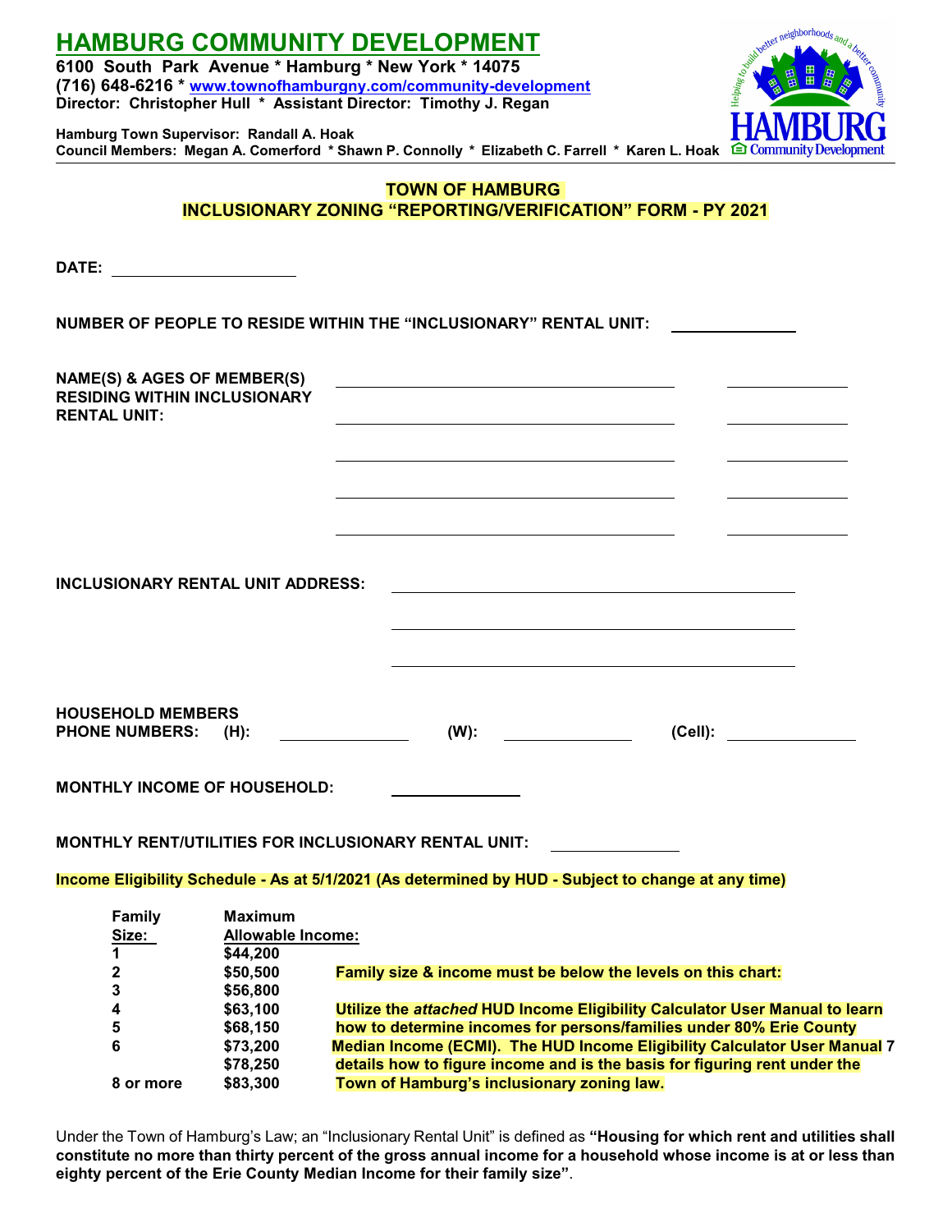# HAMBURG COMMUNITY DEVELOPMENT

**6100 South Park Avenue * Hamburg * New York * 14075**
**(716) 648-6216 * www.townofhamburgny.com/community-development**
**Director: Christopher Hull * Assistant Director: Timothy J. Regan**

**Hamburg Town Supervisor: Randall A. Hoak**
**Council Members: Megan A. Comerford * Shawn P. Connolly * Elizabeth C. Farrell * Karen L. Hoak**

## TOWN OF HAMBURG
## INCLUSIONARY ZONING "REPORTING/VERIFICATION" FORM - PY 2021

**DATE:** ____________________

**NUMBER OF PEOPLE TO RESIDE WITHIN THE "INCLUSIONARY" RENTAL UNIT:** ____________

**NAME(S) & AGES OF MEMBER(S) RESIDING WITHIN INCLUSIONARY RENTAL UNIT:**

____________________________________ ____________
____________________________________ ____________
____________________________________ ____________
____________________________________ ____________
____________________________________ ____________

**INCLUSIONARY RENTAL UNIT ADDRESS:**

____________________________________________
____________________________________________
____________________________________________

**HOUSEHOLD MEMBERS PHONE NUMBERS: (H):** ____________ **(W):** ____________ **(Cell):** ____________

**MONTHLY INCOME OF HOUSEHOLD:** ____________

**MONTHLY RENT/UTILITIES FOR INCLUSIONARY RENTAL UNIT:** ____________

**Income Eligibility Schedule - As at 5/1/2021 (As determined by HUD - Subject to change at any time)**

| Family Size: | Maximum Allowable Income: |
|---|---|
| 1 | $44,200 |
| 2 | $50,500 |
| 3 | $56,800 |
| 4 | $63,100 |
| 5 | $68,150 |
| 6 | $73,200 |
| 7 | $78,250 |
| 8 or more | $83,300 |

**Family size & income must be below the levels on this chart:**

**Utilize the *attached* HUD Income Eligibility Calculator User Manual to learn how to determine incomes for persons/families under 80% Erie County Median Income (ECMI). The HUD Income Eligibility Calculator User Manual details how to figure income and is the basis for figuring rent under the Town of Hamburg's inclusionary zoning law.**

Under the Town of Hamburg's Law; an "Inclusionary Rental Unit" is defined as **"Housing for which rent and utilities shall constitute no more than thirty percent of the gross annual income for a household whose income is at or less than eighty percent of the Erie County Median Income for their family size"**.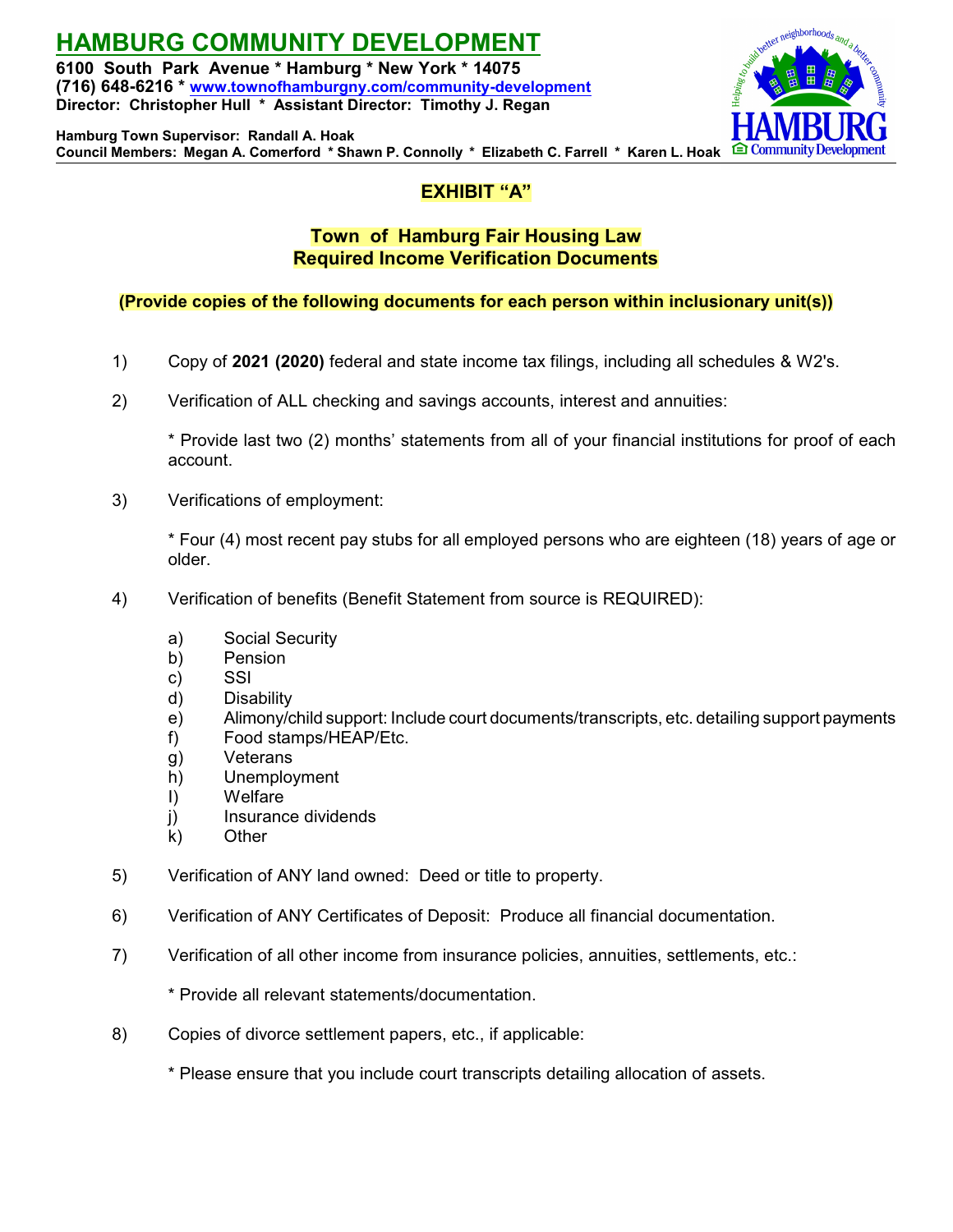# HAMBURG COMMUNITY DEVELOPMENT

**6100 South Park Avenue * Hamburg * New York * 14075**
**(716) 648-6216 * www.townofhamburgny.com/community-development**
**Director: Christopher Hull * Assistant Director: Timothy J. Regan**

**Hamburg Town Supervisor: Randall A. Hoak**
**Council Members: Megan A. Comerford * Shawn P. Connolly * Elizabeth C. Farrell * Karen L. Hoak**

## EXHIBIT "A"

## Town of Hamburg Fair Housing Law
## Required Income Verification Documents

**(Provide copies of the following documents for each person within inclusionary unit(s))**

1) Copy of **2021 (2020)** federal and state income tax filings, including all schedules & W2's.

2) Verification of ALL checking and savings accounts, interest and annuities:

   * Provide last two (2) months' statements from all of your financial institutions for proof of each account.

3) Verifications of employment:

   * Four (4) most recent pay stubs for all employed persons who are eighteen (18) years of age or older.

4) Verification of benefits (Benefit Statement from source is REQUIRED):

   a) Social Security
   b) Pension
   c) SSI
   d) Disability
   e) Alimony/child support: Include court documents/transcripts, etc. detailing support payments
   f) Food stamps/HEAP/Etc.
   g) Veterans
   h) Unemployment
   I) Welfare
   j) Insurance dividends
   k) Other

5) Verification of ANY land owned: Deed or title to property.

6) Verification of ANY Certificates of Deposit: Produce all financial documentation.

7) Verification of all other income from insurance policies, annuities, settlements, etc.:

   * Provide all relevant statements/documentation.

8) Copies of divorce settlement papers, etc., if applicable:

   * Please ensure that you include court transcripts detailing allocation of assets.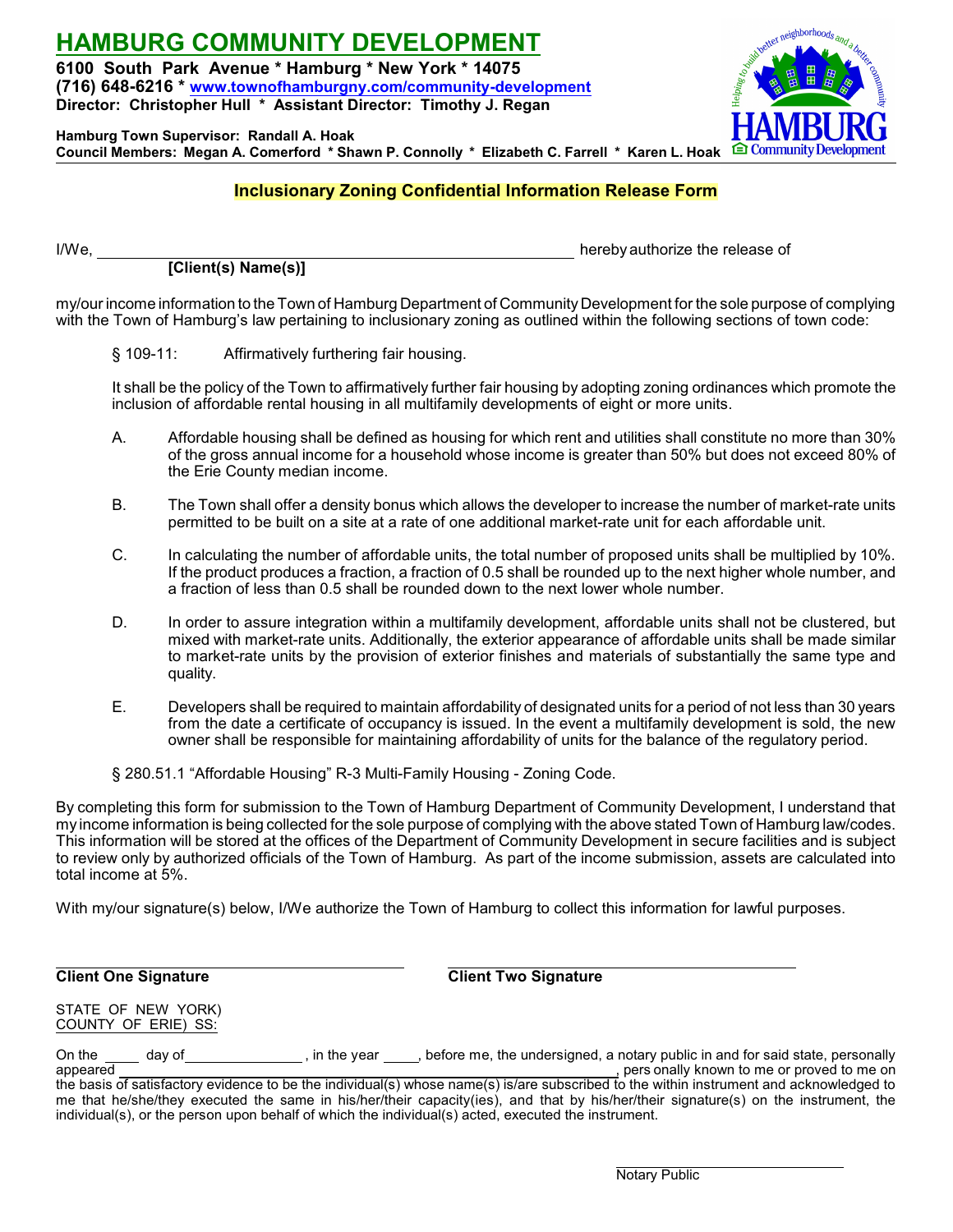# HAMBURG COMMUNITY DEVELOPMENT

**6100 South Park Avenue * Hamburg * New York * 14075**
**(716) 648-6216 * www.townofhamburgny.com/community-development**
**Director: Christopher Hull * Assistant Director: Timothy J. Regan**

**Hamburg Town Supervisor: Randall A. Hoak**
**Council Members: Megan A. Comerford * Shawn P. Connolly * Elizabeth C. Farrell * Karen L. Hoak**

Helping to build better neighborhoods and a better community
HAMBURG
Community Development

## Inclusionary Zoning Confidential Information Release Form

I/We, ______________________________________________ hereby authorize the release of
**[Client(s) Name(s)]**

my/our income information to the Town of Hamburg Department of Community Development for the sole purpose of complying with the Town of Hamburg's law pertaining to inclusionary zoning as outlined within the following sections of town code:

§ 109-11: Affirmatively furthering fair housing.

It shall be the policy of the Town to affirmatively further fair housing by adopting zoning ordinances which promote the inclusion of affordable rental housing in all multifamily developments of eight or more units.

A. Affordable housing shall be defined as housing for which rent and utilities shall constitute no more than 30% of the gross annual income for a household whose income is greater than 50% but does not exceed 80% of the Erie County median income.

B. The Town shall offer a density bonus which allows the developer to increase the number of market-rate units permitted to be built on a site at a rate of one additional market-rate unit for each affordable unit.

C. In calculating the number of affordable units, the total number of proposed units shall be multiplied by 10%. If the product produces a fraction, a fraction of 0.5 shall be rounded up to the next higher whole number, and a fraction of less than 0.5 shall be rounded down to the next lower whole number.

D. In order to assure integration within a multifamily development, affordable units shall not be clustered, but mixed with market-rate units. Additionally, the exterior appearance of affordable units shall be made similar to market-rate units by the provision of exterior finishes and materials of substantially the same type and quality.

E. Developers shall be required to maintain affordability of designated units for a period of not less than 30 years from the date a certificate of occupancy is issued. In the event a multifamily development is sold, the new owner shall be responsible for maintaining affordability of units for the balance of the regulatory period.

§ 280.51.1 "Affordable Housing" R-3 Multi-Family Housing - Zoning Code.

By completing this form for submission to the Town of Hamburg Department of Community Development, I understand that my income information is being collected for the sole purpose of complying with the above stated Town of Hamburg law/codes. This information will be stored at the offices of the Department of Community Development in secure facilities and is subject to review only by authorized officials of the Town of Hamburg. As part of the income submission, assets are calculated into total income at 5%.

With my/our signature(s) below, I/We authorize the Town of Hamburg to collect this information for lawful purposes.

______________________________ ______________________________
**Client One Signature** **Client Two Signature**

STATE OF NEW YORK)
COUNTY OF ERIE) SS:

On the ____ day of ______________, in the year ____, before me, the undersigned, a notary public in and for said state, personally appeared ______________________________________________, personally known to me or proved to me on the basis of satisfactory evidence to be the individual(s) whose name(s) is/are subscribed to the within instrument and acknowledged to me that he/she/they executed the same in his/her/their capacity(ies), and that by his/her/their signature(s) on the instrument, the individual(s), or the person upon behalf of which the individual(s) acted, executed the instrument.

______________________________
Notary Public